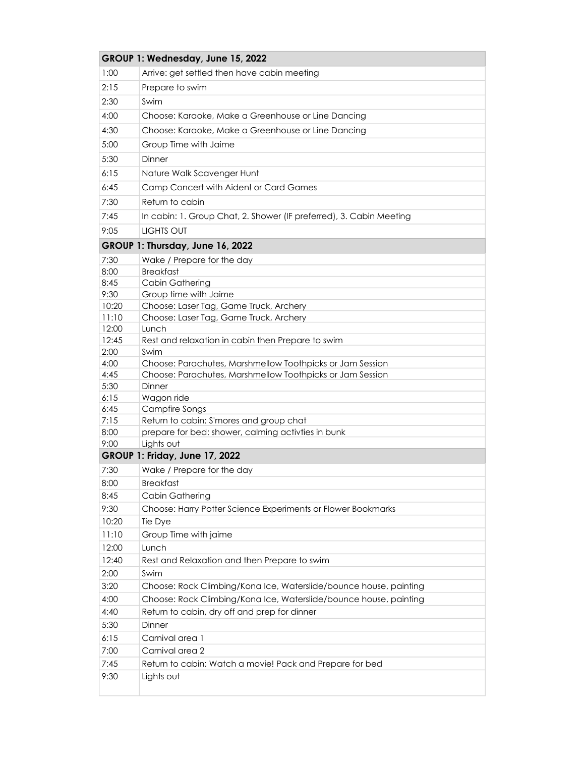| GROUP 1: Wednesday, June 15, 2022 | |
|---|---|
| 1:00 | Arrive: get settled then have cabin meeting |
| 2:15 | Prepare to swim |
| 2:30 | Swim |
| 4:00 | Choose: Karaoke, Make a Greenhouse or Line Dancing |
| 4:30 | Choose: Karaoke, Make a Greenhouse or Line Dancing |
| 5:00 | Group Time with Jaime |
| 5:30 | Dinner |
| 6:15 | Nature Walk Scavenger Hunt |
| 6:45 | Camp Concert with Aiden! or Card Games |
| 7:30 | Return to cabin |
| 7:45 | In cabin: 1. Group Chat, 2. Shower (IF preferred), 3. Cabin Meeting |
| 9:05 | LIGHTS OUT |
| **GROUP 1: Thursday, June 16, 2022** | |
| 7:30 | Wake / Prepare for the day |
| 8:00 | Breakfast |
| 8:45 | Cabin Gathering |
| 9:30 | Group time with Jaime |
| 10:20 | Choose: Laser Tag, Game Truck, Archery |
| 11:10 | Choose: Laser Tag, Game Truck, Archery |
| 12:00 | Lunch |
| 12:45 | Rest and relaxation in cabin then Prepare to swim |
| 2:00 | Swim |
| 4:00 | Choose: Parachutes, Marshmellow Toothpicks or Jam Session |
| 4:45 | Choose: Parachutes, Marshmellow Toothpicks or Jam Session |
| 5:30 | Dinner |
| 6:15 | Wagon ride |
| 6:45 | Campfire Songs |
| 7:15 | Return to cabin: S'mores and group chat |
| 8:00 | prepare for bed: shower, calming activties in bunk |
| 9:00 | Lights out |
| **GROUP 1: Friday, June 17, 2022** | |
| 7:30 | Wake / Prepare for the day |
| 8:00 | Breakfast |
| 8:45 | Cabin Gathering |
| 9:30 | Choose: Harry Potter Science Experiments or Flower Bookmarks |
| 10:20 | Tie Dye |
| 11:10 | Group Time with jaime |
| 12:00 | Lunch |
| 12:40 | Rest and Relaxation and then Prepare to swim |
| 2:00 | Swim |
| 3:20 | Choose: Rock Climbing/Kona Ice, Waterslide/bounce house, painting |
| 4:00 | Choose: Rock Climbing/Kona Ice, Waterslide/bounce house, painting |
| 4:40 | Return to cabin, dry off and prep for dinner |
| 5:30 | Dinner |
| 6:15 | Carnival area 1 |
| 7:00 | Carnival area 2 |
| 7:45 | Return to cabin: Watch a movie! Pack and Prepare for bed |
| 9:30 | Lights out |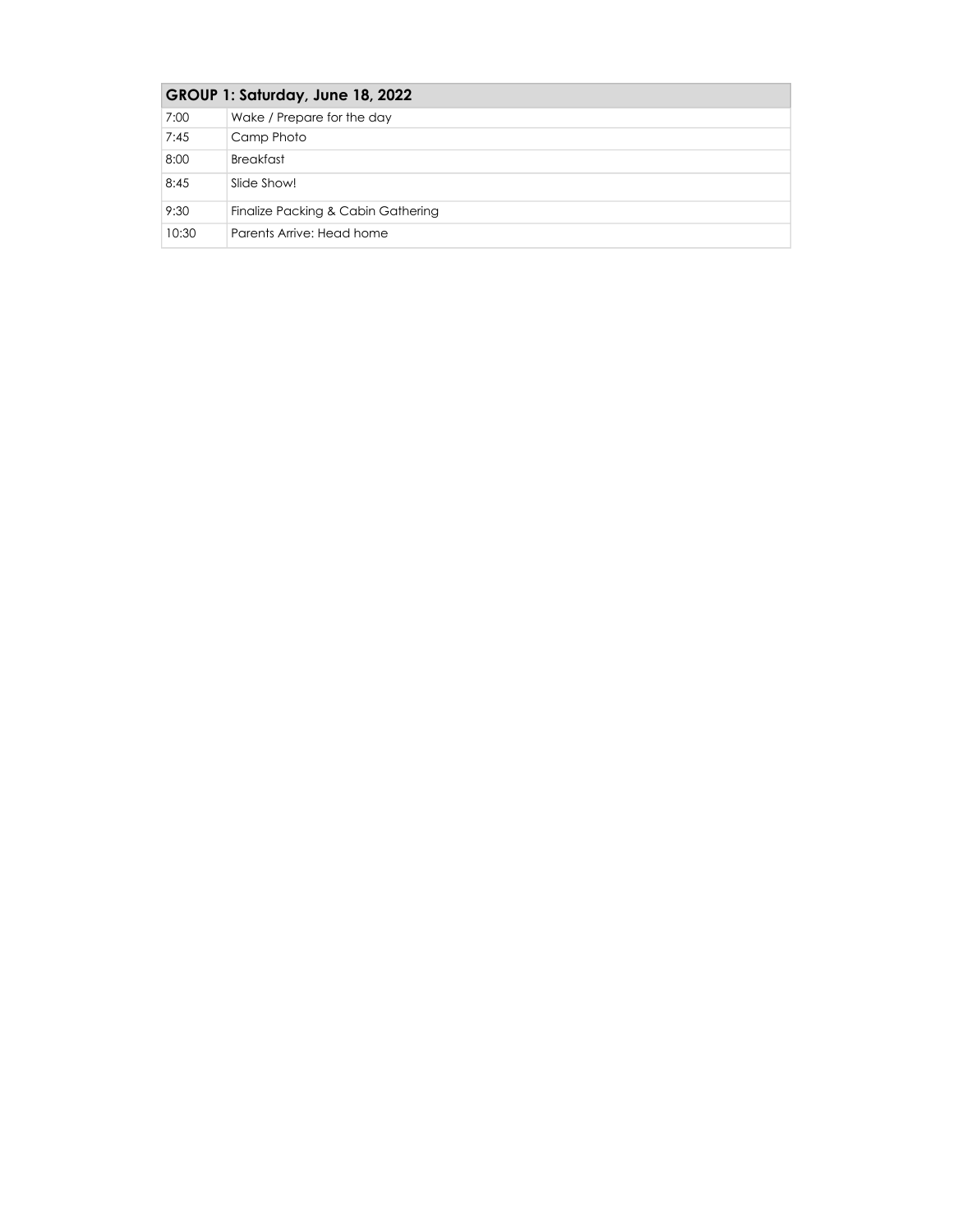| GROUP 1: Saturday, June 18, 2022 | |
|---|---|
| 7:00 | Wake / Prepare for the day |
| 7:45 | Camp Photo |
| 8:00 | Breakfast |
| 8:45 | Slide Show! |
| 9:30 | Finalize Packing & Cabin Gathering |
| 10:30 | Parents Arrive: Head home |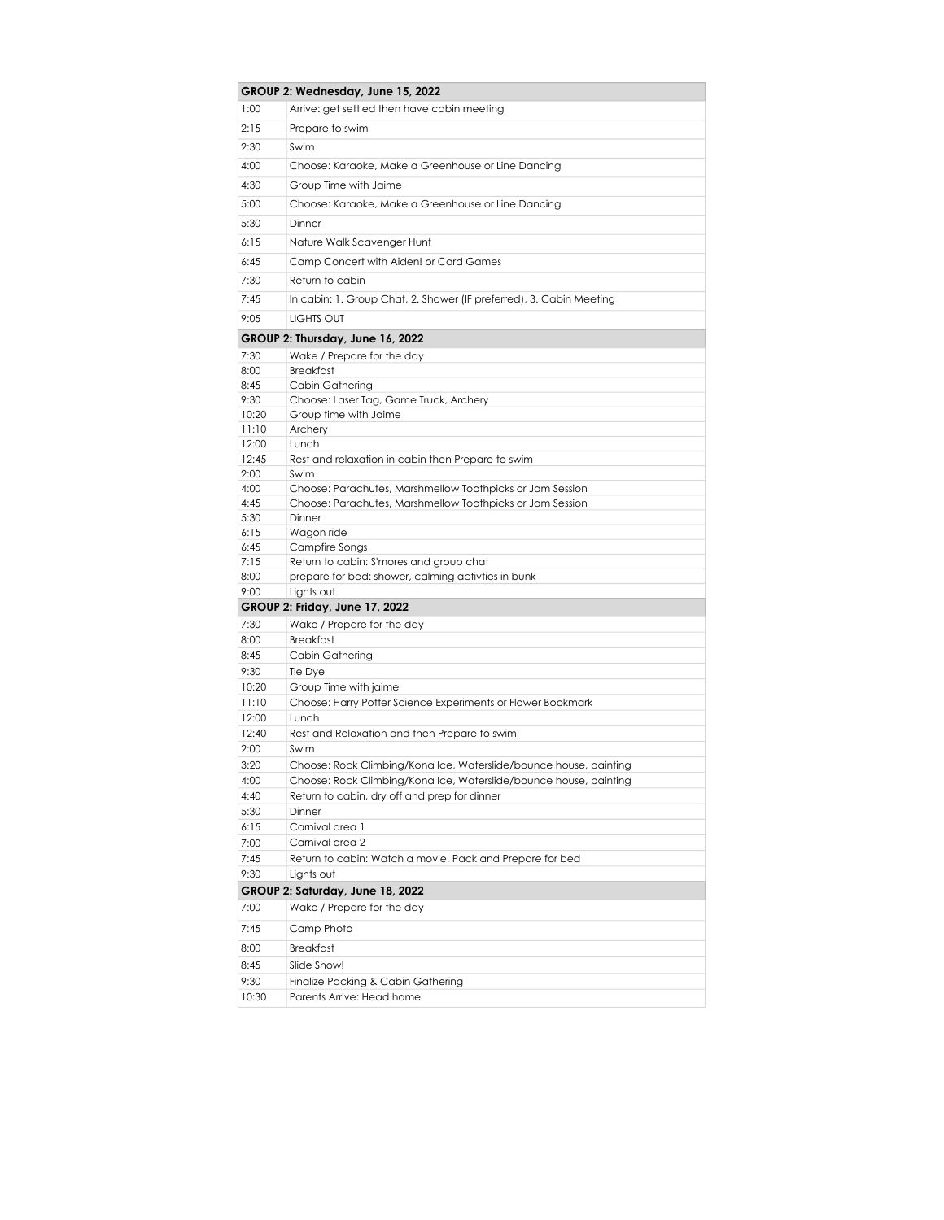| GROUP 2: Wednesday, June 15, 2022 | |
|---|---|
| 1:00 | Arrive: get settled then have cabin meeting |
| 2:15 | Prepare to swim |
| 2:30 | Swim |
| 4:00 | Choose: Karaoke, Make a Greenhouse or Line Dancing |
| 4:30 | Group Time with Jaime |
| 5:00 | Choose: Karaoke, Make a Greenhouse or Line Dancing |
| 5:30 | Dinner |
| 6:15 | Nature Walk Scavenger Hunt |
| 6:45 | Camp Concert with Aiden! or Card Games |
| 7:30 | Return to cabin |
| 7:45 | In cabin: 1. Group Chat, 2. Shower (IF preferred), 3. Cabin Meeting |
| 9:05 | LIGHTS OUT |
| **GROUP 2: Thursday, June 16, 2022** | |
| 7:30 | Wake / Prepare for the day |
| 8:00 | Breakfast |
| 8:45 | Cabin Gathering |
| 9:30 | Choose: Laser Tag, Game Truck, Archery |
| 10:20 | Group time with Jaime |
| 11:10 | Archery |
| 12:00 | Lunch |
| 12:45 | Rest and relaxation in cabin then Prepare to swim |
| 2:00 | Swim |
| 4:00 | Choose: Parachutes, Marshmellow Toothpicks or Jam Session |
| 4:45 | Choose: Parachutes, Marshmellow Toothpicks or Jam Session |
| 5:30 | Dinner |
| 6:15 | Wagon ride |
| 6:45 | Campfire Songs |
| 7:15 | Return to cabin: S'mores and group chat |
| 8:00 | prepare for bed: shower, calming activties in bunk |
| 9:00 | Lights out |
| **GROUP 2: Friday, June 17, 2022** | |
| 7:30 | Wake / Prepare for the day |
| 8:00 | Breakfast |
| 8:45 | Cabin Gathering |
| 9:30 | Tie Dye |
| 10:20 | Group Time with jaime |
| 11:10 | Choose: Harry Potter Science Experiments or Flower Bookmark |
| 12:00 | Lunch |
| 12:40 | Rest and Relaxation and then Prepare to swim |
| 2:00 | Swim |
| 3:20 | Choose: Rock Climbing/Kona Ice, Waterslide/bounce house, painting |
| 4:00 | Choose: Rock Climbing/Kona Ice, Waterslide/bounce house, painting |
| 4:40 | Return to cabin, dry off and prep for dinner |
| 5:30 | Dinner |
| 6:15 | Carnival area 1 |
| 7:00 | Carnival area 2 |
| 7:45 | Return to cabin: Watch a movie! Pack and Prepare for bed |
| 9:30 | Lights out |
| **GROUP 2: Saturday, June 18, 2022** | |
| 7:00 | Wake / Prepare for the day |
| 7:45 | Camp Photo |
| 8:00 | Breakfast |
| 8:45 | Slide Show! |
| 9:30 | Finalize Packing & Cabin Gathering |
| 10:30 | Parents Arrive: Head home |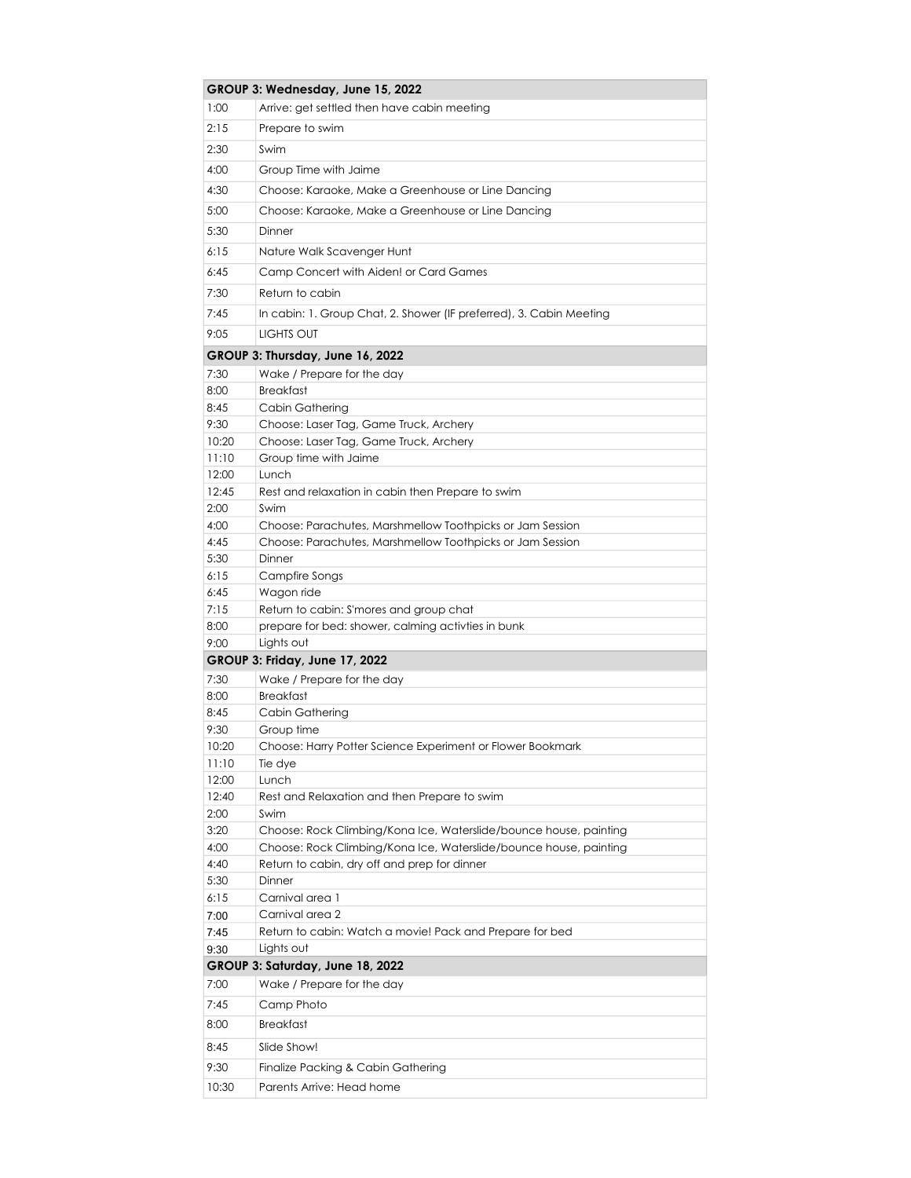| GROUP 3: Wednesday, June 15, 2022 | |
|---|---|
| 1:00 | Arrive: get settled then have cabin meeting |
| 2:15 | Prepare to swim |
| 2:30 | Swim |
| 4:00 | Group Time with Jaime |
| 4:30 | Choose: Karaoke, Make a Greenhouse or Line Dancing |
| 5:00 | Choose: Karaoke, Make a Greenhouse or Line Dancing |
| 5:30 | Dinner |
| 6:15 | Nature Walk Scavenger Hunt |
| 6:45 | Camp Concert with Aiden! or Card Games |
| 7:30 | Return to cabin |
| 7:45 | In cabin: 1. Group Chat, 2. Shower (IF preferred), 3. Cabin Meeting |
| 9:05 | LIGHTS OUT |
| **GROUP 3: Thursday, June 16, 2022** | |
| 7:30 | Wake / Prepare for the day |
| 8:00 | Breakfast |
| 8:45 | Cabin Gathering |
| 9:30 | Choose: Laser Tag, Game Truck, Archery |
| 10:20 | Choose: Laser Tag, Game Truck, Archery |
| 11:10 | Group time with Jaime |
| 12:00 | Lunch |
| 12:45 | Rest and relaxation in cabin then Prepare to swim |
| 2:00 | Swim |
| 4:00 | Choose: Parachutes, Marshmellow Toothpicks or Jam Session |
| 4:45 | Choose: Parachutes, Marshmellow Toothpicks or Jam Session |
| 5:30 | Dinner |
| 6:15 | Campfire Songs |
| 6:45 | Wagon ride |
| 7:15 | Return to cabin: S'mores and group chat |
| 8:00 | prepare for bed: shower, calming activties in bunk |
| 9:00 | Lights out |
| **GROUP 3: Friday, June 17, 2022** | |
| 7:30 | Wake / Prepare for the day |
| 8:00 | Breakfast |
| 8:45 | Cabin Gathering |
| 9:30 | Group time |
| 10:20 | Choose: Harry Potter Science Experiment or Flower Bookmark |
| 11:10 | Tie dye |
| 12:00 | Lunch |
| 12:40 | Rest and Relaxation and then Prepare to swim |
| 2:00 | Swim |
| 3:20 | Choose: Rock Climbing/Kona Ice, Waterslide/bounce house, painting |
| 4:00 | Choose: Rock Climbing/Kona Ice, Waterslide/bounce house, painting |
| 4:40 | Return to cabin, dry off and prep for dinner |
| 5:30 | Dinner |
| 6:15 | Carnival area 1 |
| 7:00 | Carnival area 2 |
| 7:45 | Return to cabin: Watch a movie! Pack and Prepare for bed |
| 9:30 | Lights out |
| **GROUP 3: Saturday, June 18, 2022** | |
| 7:00 | Wake / Prepare for the day |
| 7:45 | Camp Photo |
| 8:00 | Breakfast |
| 8:45 | Slide Show! |
| 9:30 | Finalize Packing & Cabin Gathering |
| 10:30 | Parents Arrive: Head home |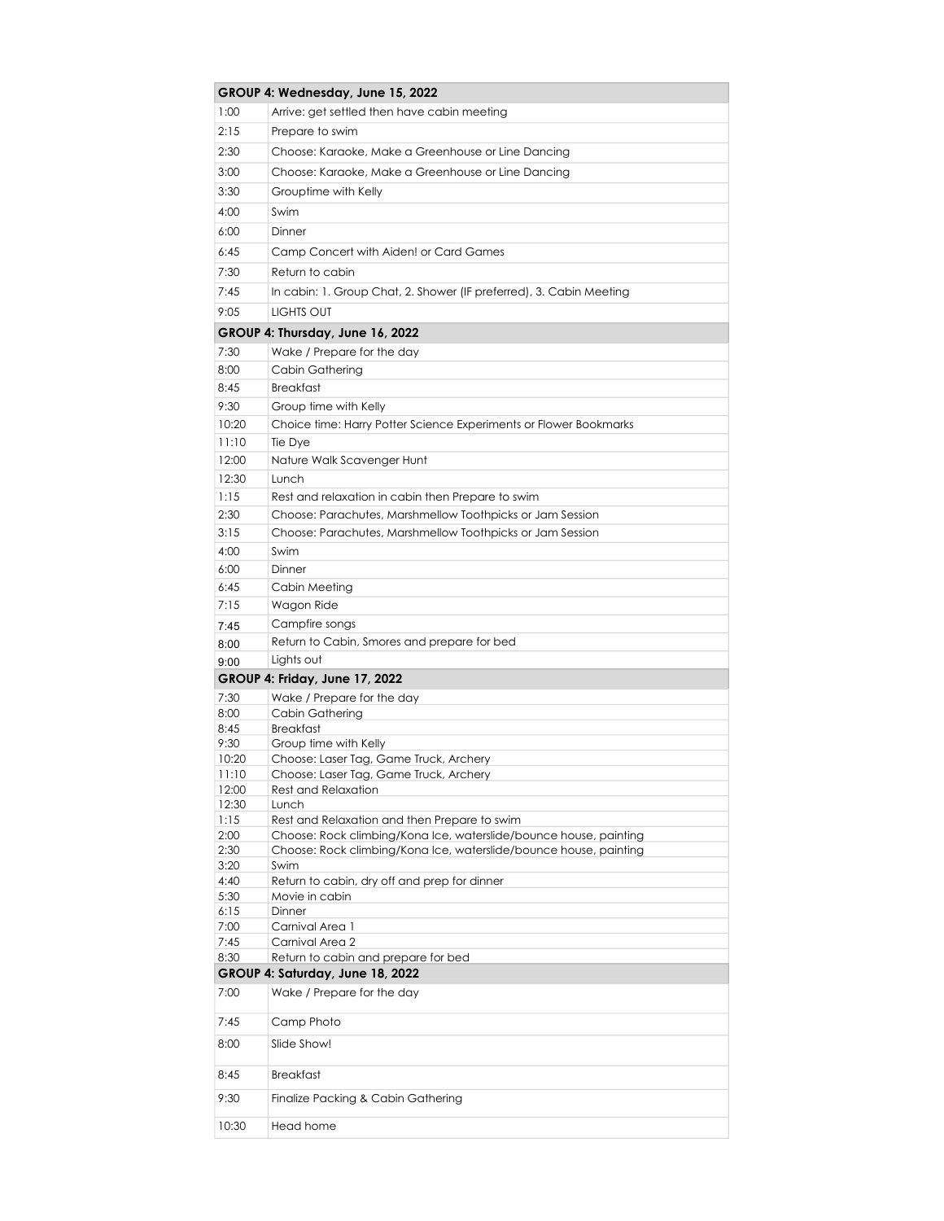| GROUP 4: Wednesday, June 15, 2022 | |
|---|---|
| 1:00 | Arrive: get settled then have cabin meeting |
| 2:15 | Prepare to swim |
| 2:30 | Choose: Karaoke, Make a Greenhouse or Line Dancing |
| 3:00 | Choose: Karaoke, Make a Greenhouse or Line Dancing |
| 3:30 | Grouptime with Kelly |
| 4:00 | Swim |
| 6:00 | Dinner |
| 6:45 | Camp Concert with Aiden! or Card Games |
| 7:30 | Return to cabin |
| 7:45 | In cabin: 1. Group Chat, 2. Shower (IF preferred), 3. Cabin Meeting |
| 9:05 | LIGHTS OUT |
| **GROUP 4: Thursday, June 16, 2022** | |
| 7:30 | Wake / Prepare for the day |
| 8:00 | Cabin Gathering |
| 8:45 | Breakfast |
| 9:30 | Group time with Kelly |
| 10:20 | Choice time: Harry Potter Science Experiments or Flower Bookmarks |
| 11:10 | Tie Dye |
| 12:00 | Nature Walk Scavenger Hunt |
| 12:30 | Lunch |
| 1:15 | Rest and relaxation in cabin then Prepare to swim |
| 2:30 | Choose: Parachutes, Marshmellow Toothpicks or Jam Session |
| 3:15 | Choose: Parachutes, Marshmellow Toothpicks or Jam Session |
| 4:00 | Swim |
| 6:00 | Dinner |
| 6:45 | Cabin Meeting |
| 7:15 | Wagon Ride |
| 7:45 | Campfire songs |
| 8:00 | Return to Cabin, Smores and prepare for bed |
| 9:00 | Lights out |
| **GROUP 4: Friday, June 17, 2022** | |
| 7:30 | Wake / Prepare for the day |
| 8:00 | Cabin Gathering |
| 8:45 | Breakfast |
| 9:30 | Group time with Kelly |
| 10:20 | Choose: Laser Tag, Game Truck, Archery |
| 11:10 | Choose: Laser Tag, Game Truck, Archery |
| 12:00 | Rest and Relaxation |
| 12:30 | Lunch |
| 1:15 | Rest and Relaxation and then Prepare to swim |
| 2:00 | Choose: Rock climbing/Kona Ice, waterslide/bounce house, painting |
| 2:30 | Choose: Rock climbing/Kona Ice, waterslide/bounce house, painting |
| 3:20 | Swim |
| 4:40 | Return to cabin, dry off and prep for dinner |
| 5:30 | Movie in cabin |
| 6:15 | Dinner |
| 7:00 | Carnival Area 1 |
| 7:45 | Carnival Area 2 |
| 8:30 | Return to cabin and prepare for bed |
| **GROUP 4: Saturday, June 18, 2022** | |
| 7:00 | Wake / Prepare for the day |
| 7:45 | Camp Photo |
| 8:00 | Slide Show! |
| 8:45 | Breakfast |
| 9:30 | Finalize Packing & Cabin Gathering |
| 10:30 | Head home |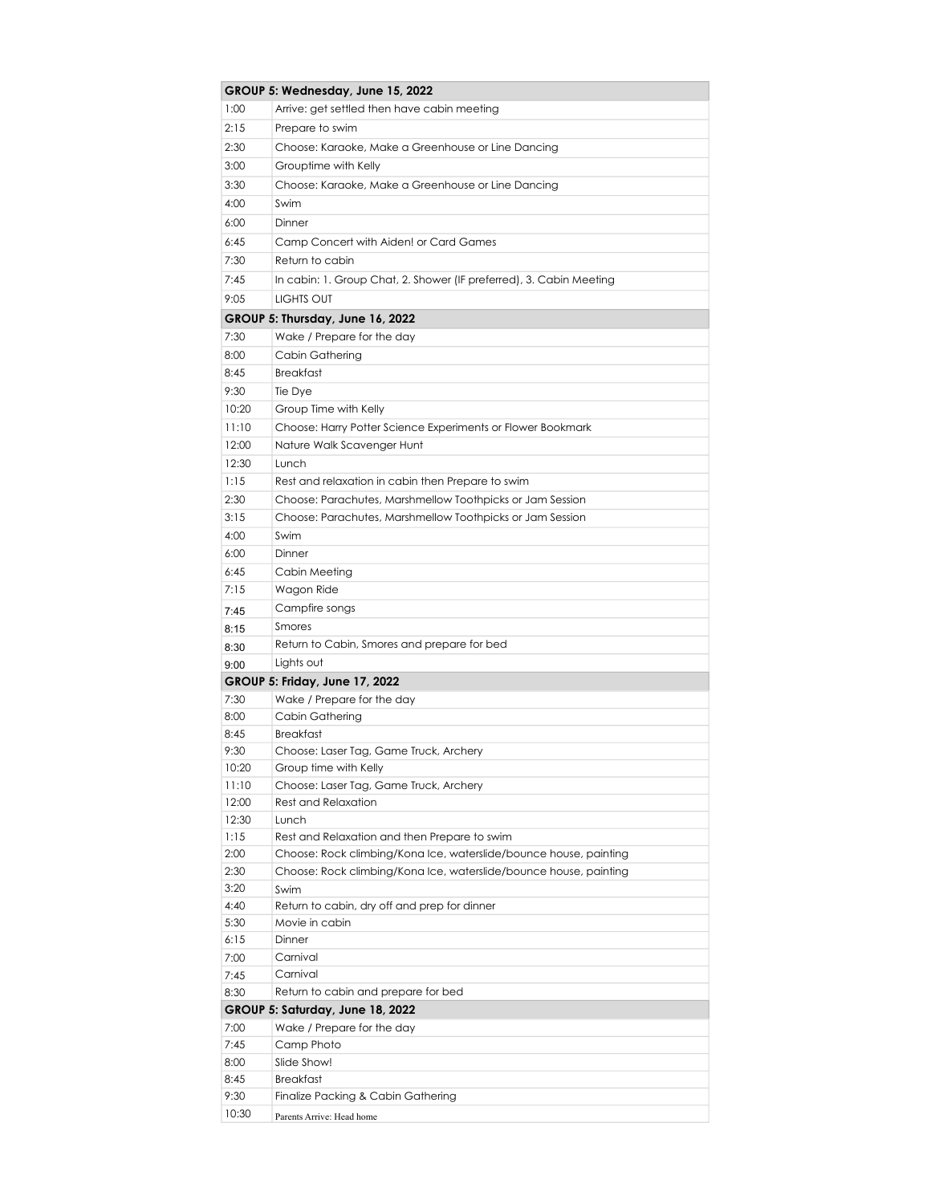| GROUP 5: Wednesday, June 15, 2022 | |
|---|---|
| 1:00 | Arrive: get settled then have cabin meeting |
| 2:15 | Prepare to swim |
| 2:30 | Choose: Karaoke, Make a Greenhouse or Line Dancing |
| 3:00 | Grouptime with Kelly |
| 3:30 | Choose: Karaoke, Make a Greenhouse or Line Dancing |
| 4:00 | Swim |
| 6:00 | Dinner |
| 6:45 | Camp Concert with Aiden! or Card Games |
| 7:30 | Return to cabin |
| 7:45 | In cabin: 1. Group Chat, 2. Shower (IF preferred), 3. Cabin Meeting |
| 9:05 | LIGHTS OUT |
| **GROUP 5: Thursday, June 16, 2022** | |
| 7:30 | Wake / Prepare for the day |
| 8:00 | Cabin Gathering |
| 8:45 | Breakfast |
| 9:30 | Tie Dye |
| 10:20 | Group Time with Kelly |
| 11:10 | Choose: Harry Potter Science Experiments or Flower Bookmark |
| 12:00 | Nature Walk Scavenger Hunt |
| 12:30 | Lunch |
| 1:15 | Rest and relaxation in cabin then Prepare to swim |
| 2:30 | Choose: Parachutes, Marshmellow Toothpicks or Jam Session |
| 3:15 | Choose: Parachutes, Marshmellow Toothpicks or Jam Session |
| 4:00 | Swim |
| 6:00 | Dinner |
| 6:45 | Cabin Meeting |
| 7:15 | Wagon Ride |
| 7:45 | Campfire songs |
| 8:15 | Smores |
| 8:30 | Return to Cabin, Smores and prepare for bed |
| 9:00 | Lights out |
| **GROUP 5: Friday, June 17, 2022** | |
| 7:30 | Wake / Prepare for the day |
| 8:00 | Cabin Gathering |
| 8:45 | Breakfast |
| 9:30 | Choose: Laser Tag, Game Truck, Archery |
| 10:20 | Group time with Kelly |
| 11:10 | Choose: Laser Tag, Game Truck, Archery |
| 12:00 | Rest and Relaxation |
| 12:30 | Lunch |
| 1:15 | Rest and Relaxation and then Prepare to swim |
| 2:00 | Choose: Rock climbing/Kona Ice, waterslide/bounce house, painting |
| 2:30 | Choose: Rock climbing/Kona Ice, waterslide/bounce house, painting |
| 3:20 | Swim |
| 4:40 | Return to cabin, dry off and prep for dinner |
| 5:30 | Movie in cabin |
| 6:15 | Dinner |
| 7:00 | Carnival |
| 7:45 | Carnival |
| 8:30 | Return to cabin and prepare for bed |
| **GROUP 5: Saturday, June 18, 2022** | |
| 7:00 | Wake / Prepare for the day |
| 7:45 | Camp Photo |
| 8:00 | Slide Show! |
| 8:45 | Breakfast |
| 9:30 | Finalize Packing & Cabin Gathering |
| 10:30 | Parents Arrive: Head home |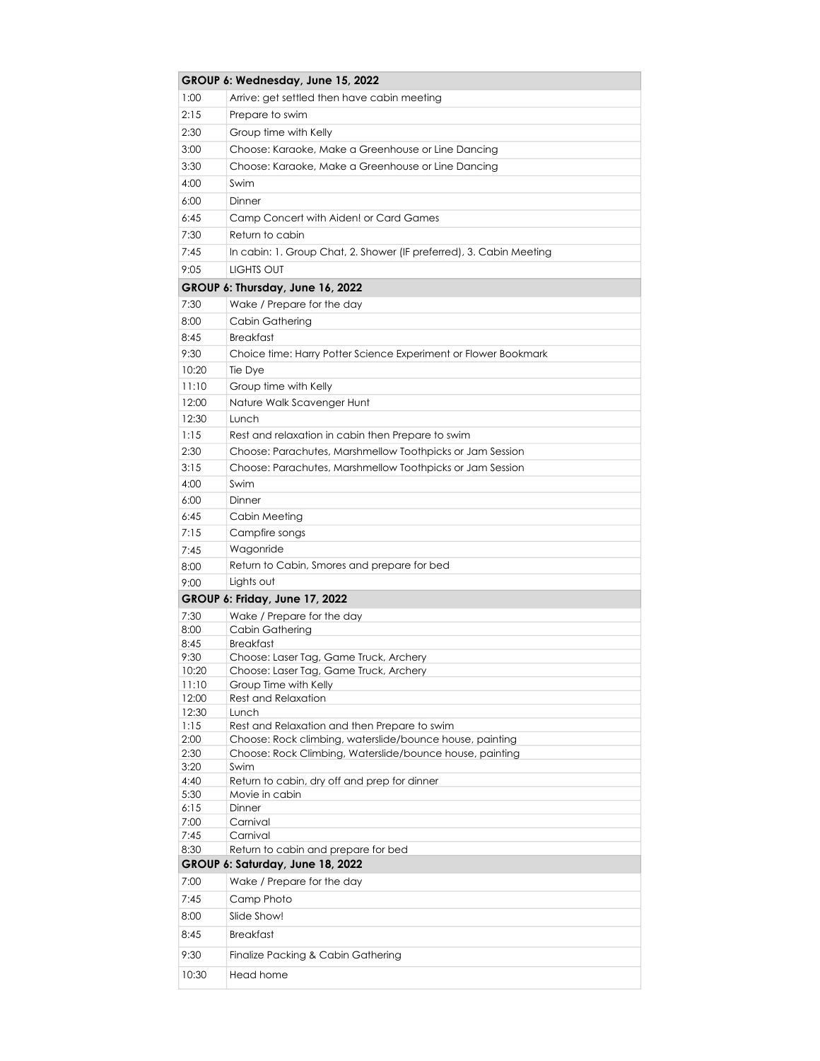| GROUP 6: Wednesday, June 15, 2022 | |
|---|---|
| 1:00 | Arrive: get settled then have cabin meeting |
| 2:15 | Prepare to swim |
| 2:30 | Group time with Kelly |
| 3:00 | Choose: Karaoke, Make a Greenhouse or Line Dancing |
| 3:30 | Choose: Karaoke, Make a Greenhouse or Line Dancing |
| 4:00 | Swim |
| 6:00 | Dinner |
| 6:45 | Camp Concert with Aiden! or Card Games |
| 7:30 | Return to cabin |
| 7:45 | In cabin: 1. Group Chat, 2. Shower (IF preferred), 3. Cabin Meeting |
| 9:05 | LIGHTS OUT |
| **GROUP 6: Thursday, June 16, 2022** | |
| 7:30 | Wake / Prepare for the day |
| 8:00 | Cabin Gathering |
| 8:45 | Breakfast |
| 9:30 | Choice time: Harry Potter Science Experiment or Flower Bookmark |
| 10:20 | Tie Dye |
| 11:10 | Group time with Kelly |
| 12:00 | Nature Walk Scavenger Hunt |
| 12:30 | Lunch |
| 1:15 | Rest and relaxation in cabin then Prepare to swim |
| 2:30 | Choose: Parachutes, Marshmellow Toothpicks or Jam Session |
| 3:15 | Choose: Parachutes, Marshmellow Toothpicks or Jam Session |
| 4:00 | Swim |
| 6:00 | Dinner |
| 6:45 | Cabin Meeting |
| 7:15 | Campfire songs |
| 7:45 | Wagonride |
| 8:00 | Return to Cabin, Smores and prepare for bed |
| 9:00 | Lights out |
| **GROUP 6: Friday, June 17, 2022** | |
| 7:30 | Wake / Prepare for the day |
| 8:00 | Cabin Gathering |
| 8:45 | Breakfast |
| 9:30 | Choose: Laser Tag, Game Truck, Archery |
| 10:20 | Choose: Laser Tag, Game Truck, Archery |
| 11:10 | Group Time with Kelly |
| 12:00 | Rest and Relaxation |
| 12:30 | Lunch |
| 1:15 | Rest and Relaxation and then Prepare to swim |
| 2:00 | Choose: Rock climbing, waterslide/bounce house, painting |
| 2:30 | Choose: Rock Climbing, Waterslide/bounce house, painting |
| 3:20 | Swim |
| 4:40 | Return to cabin, dry off and prep for dinner |
| 5:30 | Movie in cabin |
| 6:15 | Dinner |
| 7:00 | Carnival |
| 7:45 | Carnival |
| 8:30 | Return to cabin and prepare for bed |
| **GROUP 6: Saturday, June 18, 2022** | |
| 7:00 | Wake / Prepare for the day |
| 7:45 | Camp Photo |
| 8:00 | Slide Show! |
| 8:45 | Breakfast |
| 9:30 | Finalize Packing & Cabin Gathering |
| 10:30 | Head home |